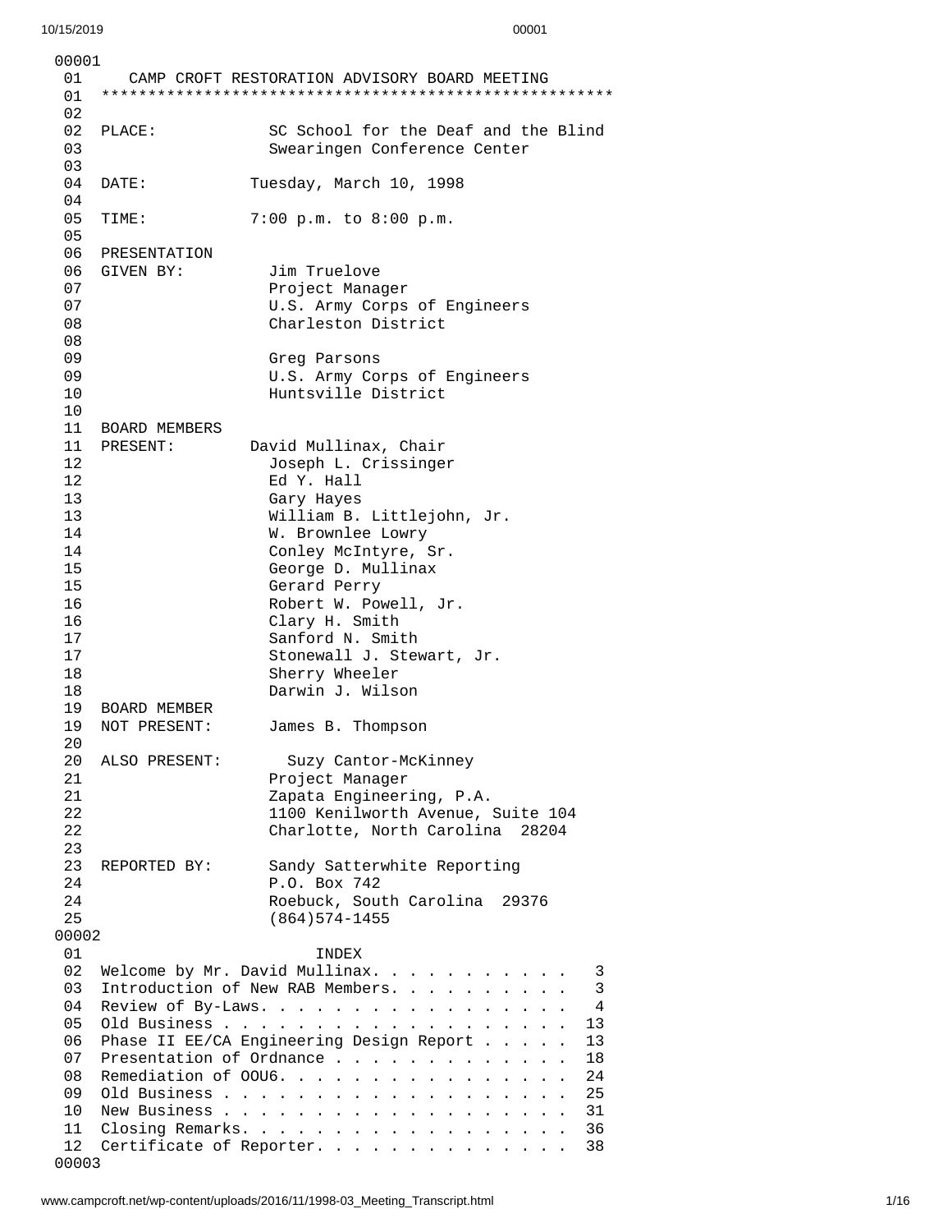00001

01 CAMP CROFT RESTORATION ADVISORY BOARD MEETING

01 *******************************************************

02

02 PLACE: SC School for the Deaf and the Blind

03 Swearingen Conference Center

03

04 DATE: Tuesday, March 10, 1998

04

05 TIME: 7:00 p.m. to 8:00 p.m.

05

06 PRESENTATION

06 GIVEN BY: Jim Truelove

07 Project Manager

07 U.S. Army Corps of Engineers

08 Charleston District

08

09 Greg Parsons

09 U.S. Army Corps of Engineers

10 Huntsville District

10

11 BOARD MEMBERS

11 PRESENT: David Mullinax, Chair

12 Joseph L. Crissinger

12 Ed Y. Hall

13 Gary Hayes

13 William B. Littlejohn, Jr.

14 W. Brownlee Lowry

14 Conley McIntyre, Sr.

15 George D. Mullinax

15 Gerard Perry

16 Robert W. Powell, Jr.

16 Clary H. Smith

17 Sanford N. Smith

17 Stonewall J. Stewart, Jr.

18 Sherry Wheeler

18 Darwin J. Wilson

19 BOARD MEMBER

19 NOT PRESENT: James B. Thompson

20

20 ALSO PRESENT: Suzy Cantor-McKinney

21 Project Manager

21 Zapata Engineering, P.A.

22 1100 Kenilworth Avenue, Suite 104

22 Charlotte, North Carolina 28204

23

23 REPORTED BY: Sandy Satterwhite Reporting

24 P.O. Box 742

24 Roebuck, South Carolina 29376

25 (864)574-1455

00002

01 INDEX

02 Welcome by Mr. David Mullinax. . . . . . . . . . . 3

03 Introduction of New RAB Members. . . . . . . . . . 3

04 Review of By-Laws. . . . . . . . . . . . . . . . . 4

05 Old Business . . . . . . . . . . . . . . . . . . . 13

06 Phase II EE/CA Engineering Design Report . . . . . 13

07 Presentation of Ordnance . . . . . . . . . . . . . 18

08 Remediation of OOU6. . . . . . . . . . . . . . . . 24

09 Old Business . . . . . . . . . . . . . . . . . . . 25

10 New Business . . . . . . . . . . . . . . . . . . . 31

11 Closing Remarks. . . . . . . . . . . . . . . . . . 36

12 Certificate of Reporter. . . . . . . . . . . . . . 38

00003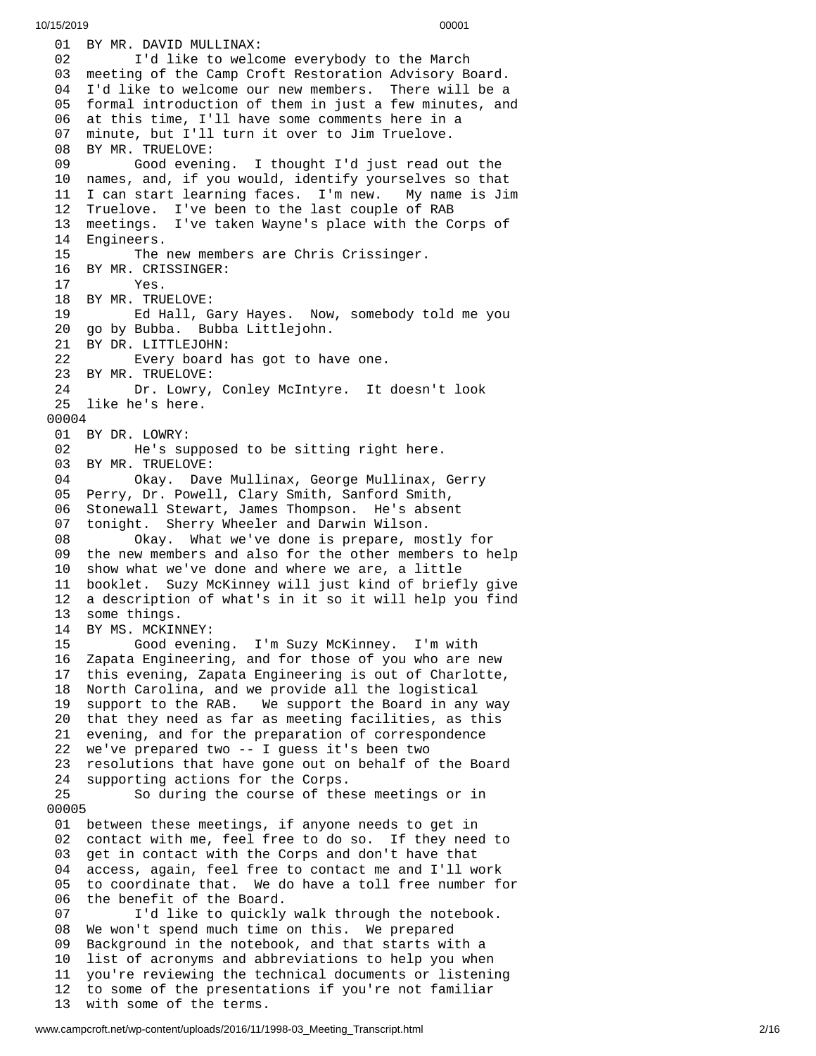00001

01 BY MR. DAVID MULLINAX:
02 I'd like to welcome everybody to the March
03 meeting of the Camp Croft Restoration Advisory Board.
04 I'd like to welcome our new members. There will be a
05 formal introduction of them in just a few minutes, and
06 at this time, I'll have some comments here in a
07 minute, but I'll turn it over to Jim Truelove.
08 BY MR. TRUELOVE:
09 Good evening. I thought I'd just read out the
10 names, and, if you would, identify yourselves so that
11 I can start learning faces. I'm new. My name is Jim
12 Truelove. I've been to the last couple of RAB
13 meetings. I've taken Wayne's place with the Corps of
14 Engineers.
15 The new members are Chris Crissinger.
16 BY MR. CRISSINGER:
17 Yes.
18 BY MR. TRUELOVE:
19 Ed Hall, Gary Hayes. Now, somebody told me you
20 go by Bubba. Bubba Littlejohn.
21 BY DR. LITTLEJOHN:
22 Every board has got to have one.
23 BY MR. TRUELOVE:
24 Dr. Lowry, Conley McIntyre. It doesn't look
25 like he's here.

00004

01 BY DR. LOWRY:
02 He's supposed to be sitting right here.
03 BY MR. TRUELOVE:
04 Okay. Dave Mullinax, George Mullinax, Gerry
05 Perry, Dr. Powell, Clary Smith, Sanford Smith,
06 Stonewall Stewart, James Thompson. He's absent
07 tonight. Sherry Wheeler and Darwin Wilson.
08 Okay. What we've done is prepare, mostly for
09 the new members and also for the other members to help
10 show what we've done and where we are, a little
11 booklet. Suzy McKinney will just kind of briefly give
12 a description of what's in it so it will help you find
13 some things.
14 BY MS. MCKINNEY:
15 Good evening. I'm Suzy McKinney. I'm with
16 Zapata Engineering, and for those of you who are new
17 this evening, Zapata Engineering is out of Charlotte,
18 North Carolina, and we provide all the logistical
19 support to the RAB. We support the Board in any way
20 that they need as far as meeting facilities, as this
21 evening, and for the preparation of correspondence
22 we've prepared two -- I guess it's been two
23 resolutions that have gone out on behalf of the Board
24 supporting actions for the Corps.
25 So during the course of these meetings or in

00005

01 between these meetings, if anyone needs to get in
02 contact with me, feel free to do so. If they need to
03 get in contact with the Corps and don't have that
04 access, again, feel free to contact me and I'll work
05 to coordinate that. We do have a toll free number for
06 the benefit of the Board.
07 I'd like to quickly walk through the notebook.
08 We won't spend much time on this. We prepared
09 Background in the notebook, and that starts with a
10 list of acronyms and abbreviations to help you when
11 you're reviewing the technical documents or listening
12 to some of the presentations if you're not familiar
13 with some of the terms.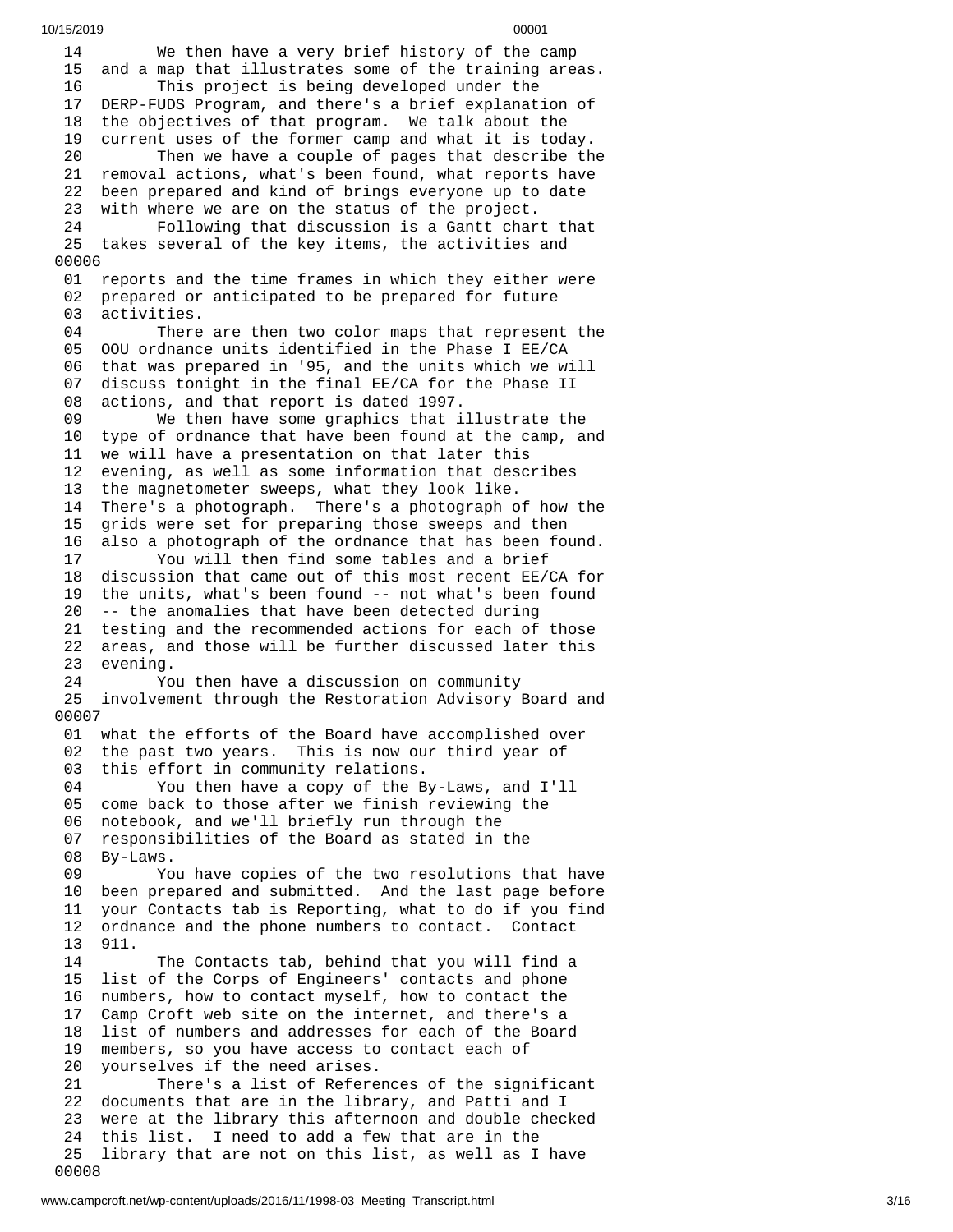```
14        We then have a very brief history of the camp
15  and a map that illustrates some of the training areas.
16        This project is being developed under the
17  DERP-FUDS Program, and there's a brief explanation of
18  the objectives of that program.  We talk about the
19  current uses of the former camp and what it is today.
20        Then we have a couple of pages that describe the
21  removal actions, what's been found, what reports have
22  been prepared and kind of brings everyone up to date
23  with where we are on the status of the project.
24        Following that discussion is a Gantt chart that
25  takes several of the key items, the activities and
00006
01  reports and the time frames in which they either were
02  prepared or anticipated to be prepared for future
03  activities.
04        There are then two color maps that represent the
05  OOU ordnance units identified in the Phase I EE/CA
06  that was prepared in '95, and the units which we will
07  discuss tonight in the final EE/CA for the Phase II
08  actions, and that report is dated 1997.
09        We then have some graphics that illustrate the
10  type of ordnance that have been found at the camp, and
11  we will have a presentation on that later this
12  evening, as well as some information that describes
13  the magnetometer sweeps, what they look like.
14  There's a photograph.  There's a photograph of how the
15  grids were set for preparing those sweeps and then
16  also a photograph of the ordnance that has been found.
17        You will then find some tables and a brief
18  discussion that came out of this most recent EE/CA for
19  the units, what's been found -- not what's been found
20  -- the anomalies that have been detected during
21  testing and the recommended actions for each of those
22  areas, and those will be further discussed later this
23  evening.
24        You then have a discussion on community
25  involvement through the Restoration Advisory Board and
00007
01  what the efforts of the Board have accomplished over
02  the past two years.  This is now our third year of
03  this effort in community relations.
04        You then have a copy of the By-Laws, and I'll
05  come back to those after we finish reviewing the
06  notebook, and we'll briefly run through the
07  responsibilities of the Board as stated in the
08  By-Laws.
09        You have copies of the two resolutions that have
10  been prepared and submitted.  And the last page before
11  your Contacts tab is Reporting, what to do if you find
12  ordnance and the phone numbers to contact.  Contact
13  911.
14        The Contacts tab, behind that you will find a
15  list of the Corps of Engineers' contacts and phone
16  numbers, how to contact myself, how to contact the
17  Camp Croft web site on the internet, and there's a
18  list of numbers and addresses for each of the Board
19  members, so you have access to contact each of
20  yourselves if the need arises.
21        There's a list of References of the significant
22  documents that are in the library, and Patti and I
23  were at the library this afternoon and double checked
24  this list.  I need to add a few that are in the
25  library that are not on this list, as well as I have
00008
```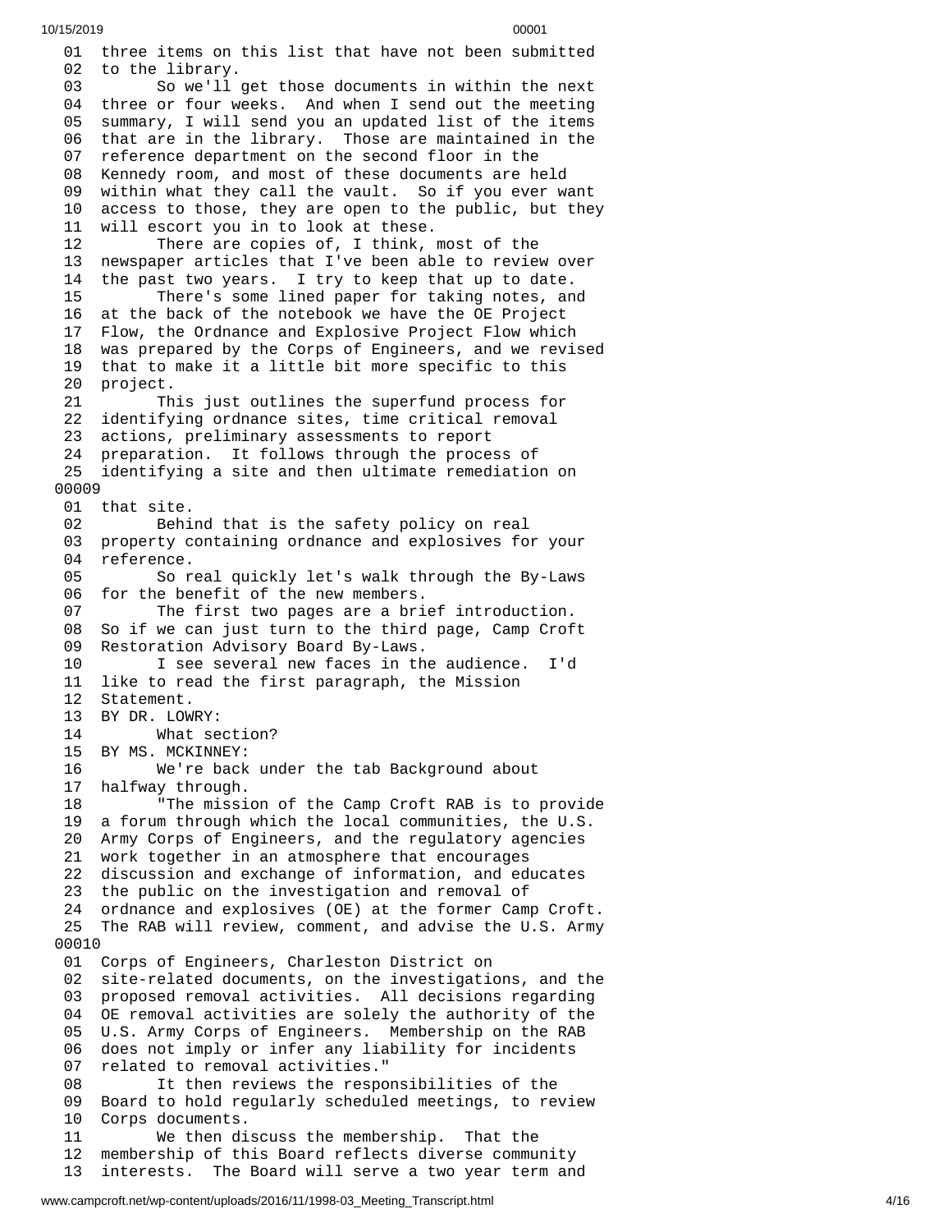01 three items on this list that have not been submitted
02 to the library.
03 So we'll get those documents in within the next
04 three or four weeks. And when I send out the meeting
05 summary, I will send you an updated list of the items
06 that are in the library. Those are maintained in the
07 reference department on the second floor in the
08 Kennedy room, and most of these documents are held
09 within what they call the vault. So if you ever want
10 access to those, they are open to the public, but they
11 will escort you in to look at these.
12 There are copies of, I think, most of the
13 newspaper articles that I've been able to review over
14 the past two years. I try to keep that up to date.
15 There's some lined paper for taking notes, and
16 at the back of the notebook we have the OE Project
17 Flow, the Ordnance and Explosive Project Flow which
18 was prepared by the Corps of Engineers, and we revised
19 that to make it a little bit more specific to this
20 project.
21 This just outlines the superfund process for
22 identifying ordnance sites, time critical removal
23 actions, preliminary assessments to report
24 preparation. It follows through the process of
25 identifying a site and then ultimate remediation on
00009
01 that site.
02 Behind that is the safety policy on real
03 property containing ordnance and explosives for your
04 reference.
05 So real quickly let's walk through the By-Laws
06 for the benefit of the new members.
07 The first two pages are a brief introduction.
08 So if we can just turn to the third page, Camp Croft
09 Restoration Advisory Board By-Laws.
10 I see several new faces in the audience. I'd
11 like to read the first paragraph, the Mission
12 Statement.
13 BY DR. LOWRY:
14 What section?
15 BY MS. MCKINNEY:
16 We're back under the tab Background about
17 halfway through.
18 "The mission of the Camp Croft RAB is to provide
19 a forum through which the local communities, the U.S.
20 Army Corps of Engineers, and the regulatory agencies
21 work together in an atmosphere that encourages
22 discussion and exchange of information, and educates
23 the public on the investigation and removal of
24 ordnance and explosives (OE) at the former Camp Croft.
25 The RAB will review, comment, and advise the U.S. Army
00010
01 Corps of Engineers, Charleston District on
02 site-related documents, on the investigations, and the
03 proposed removal activities. All decisions regarding
04 OE removal activities are solely the authority of the
05 U.S. Army Corps of Engineers. Membership on the RAB
06 does not imply or infer any liability for incidents
07 related to removal activities."
08 It then reviews the responsibilities of the
09 Board to hold regularly scheduled meetings, to review
10 Corps documents.
11 We then discuss the membership. That the
12 membership of this Board reflects diverse community
13 interests. The Board will serve a two year term and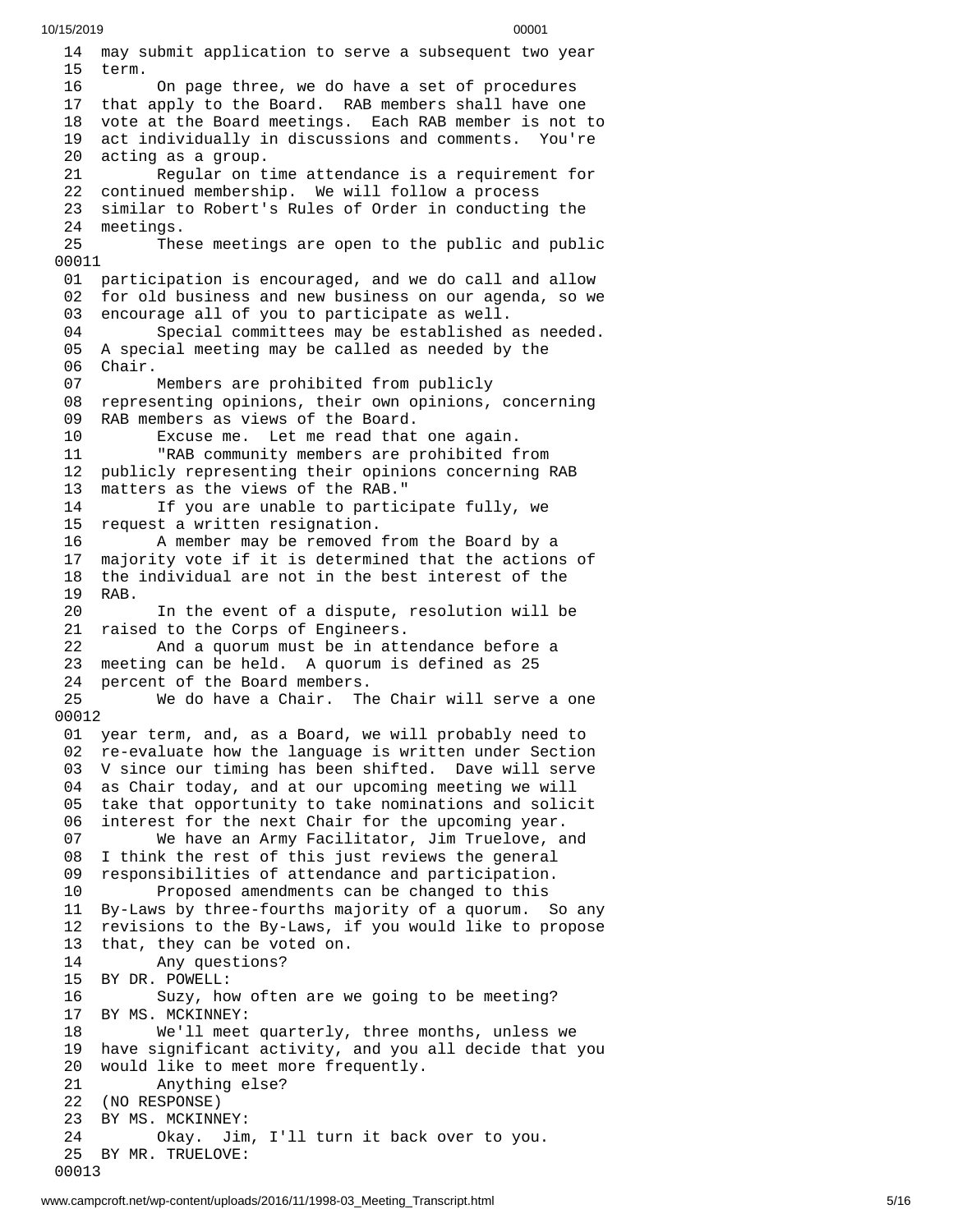14 may submit application to serve a subsequent two year
15 term.
16 On page three, we do have a set of procedures
17 that apply to the Board. RAB members shall have one
18 vote at the Board meetings. Each RAB member is not to
19 act individually in discussions and comments. You're
20 acting as a group.
21 Regular on time attendance is a requirement for
22 continued membership. We will follow a process
23 similar to Robert's Rules of Order in conducting the
24 meetings.
25 These meetings are open to the public and public
00011
01 participation is encouraged, and we do call and allow
02 for old business and new business on our agenda, so we
03 encourage all of you to participate as well.
04 Special committees may be established as needed.
05 A special meeting may be called as needed by the
06 Chair.
07 Members are prohibited from publicly
08 representing opinions, their own opinions, concerning
09 RAB members as views of the Board.
10 Excuse me. Let me read that one again.
11 "RAB community members are prohibited from
12 publicly representing their opinions concerning RAB
13 matters as the views of the RAB."
14 If you are unable to participate fully, we
15 request a written resignation.
16 A member may be removed from the Board by a
17 majority vote if it is determined that the actions of
18 the individual are not in the best interest of the
19 RAB.
20 In the event of a dispute, resolution will be
21 raised to the Corps of Engineers.
22 And a quorum must be in attendance before a
23 meeting can be held. A quorum is defined as 25
24 percent of the Board members.
25 We do have a Chair. The Chair will serve a one
00012
01 year term, and, as a Board, we will probably need to
02 re-evaluate how the language is written under Section
03 V since our timing has been shifted. Dave will serve
04 as Chair today, and at our upcoming meeting we will
05 take that opportunity to take nominations and solicit
06 interest for the next Chair for the upcoming year.
07 We have an Army Facilitator, Jim Truelove, and
08 I think the rest of this just reviews the general
09 responsibilities of attendance and participation.
10 Proposed amendments can be changed to this
11 By-Laws by three-fourths majority of a quorum. So any
12 revisions to the By-Laws, if you would like to propose
13 that, they can be voted on.
14 Any questions?
15 BY DR. POWELL:
16 Suzy, how often are we going to be meeting?
17 BY MS. MCKINNEY:
18 We'll meet quarterly, three months, unless we
19 have significant activity, and you all decide that you
20 would like to meet more frequently.
21 Anything else?
22 (NO RESPONSE)
23 BY MS. MCKINNEY:
24 Okay. Jim, I'll turn it back over to you.
25 BY MR. TRUELOVE:
00013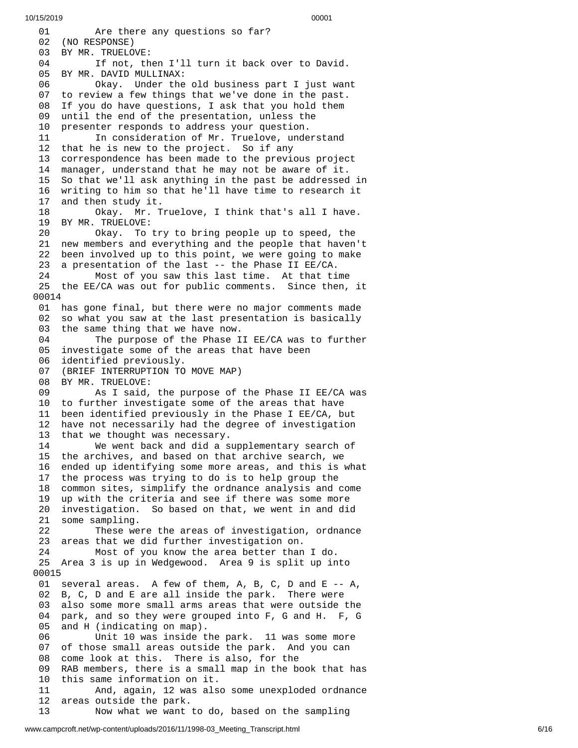01 Are there any questions so far?
02 (NO RESPONSE)
03 BY MR. TRUELOVE:
04 If not, then I'll turn it back over to David.
05 BY MR. DAVID MULLINAX:
06 Okay. Under the old business part I just want
07 to review a few things that we've done in the past.
08 If you do have questions, I ask that you hold them
09 until the end of the presentation, unless the
10 presenter responds to address your question.
11 In consideration of Mr. Truelove, understand
12 that he is new to the project. So if any
13 correspondence has been made to the previous project
14 manager, understand that he may not be aware of it.
15 So that we'll ask anything in the past be addressed in
16 writing to him so that he'll have time to research it
17 and then study it.
18 Okay. Mr. Truelove, I think that's all I have.
19 BY MR. TRUELOVE:
20 Okay. To try to bring people up to speed, the
21 new members and everything and the people that haven't
22 been involved up to this point, we were going to make
23 a presentation of the last -- the Phase II EE/CA.
24 Most of you saw this last time. At that time
25 the EE/CA was out for public comments. Since then, it

00014

01 has gone final, but there were no major comments made
02 so what you saw at the last presentation is basically
03 the same thing that we have now.
04 The purpose of the Phase II EE/CA was to further
05 investigate some of the areas that have been
06 identified previously.
07 (BRIEF INTERRUPTION TO MOVE MAP)
08 BY MR. TRUELOVE:
09 As I said, the purpose of the Phase II EE/CA was
10 to further investigate some of the areas that have
11 been identified previously in the Phase I EE/CA, but
12 have not necessarily had the degree of investigation
13 that we thought was necessary.
14 We went back and did a supplementary search of
15 the archives, and based on that archive search, we
16 ended up identifying some more areas, and this is what
17 the process was trying to do is to help group the
18 common sites, simplify the ordnance analysis and come
19 up with the criteria and see if there was some more
20 investigation. So based on that, we went in and did
21 some sampling.
22 These were the areas of investigation, ordnance
23 areas that we did further investigation on.
24 Most of you know the area better than I do.
25 Area 3 is up in Wedgewood. Area 9 is split up into

00015

01 several areas. A few of them, A, B, C, D and E -- A,
02 B, C, D and E are all inside the park. There were
03 also some more small arms areas that were outside the
04 park, and so they were grouped into F, G and H. F, G
05 and H (indicating on map).
06 Unit 10 was inside the park. 11 was some more
07 of those small areas outside the park. And you can
08 come look at this. There is also, for the
09 RAB members, there is a small map in the book that has
10 this same information on it.
11 And, again, 12 was also some unexploded ordnance
12 areas outside the park.
13 Now what we want to do, based on the sampling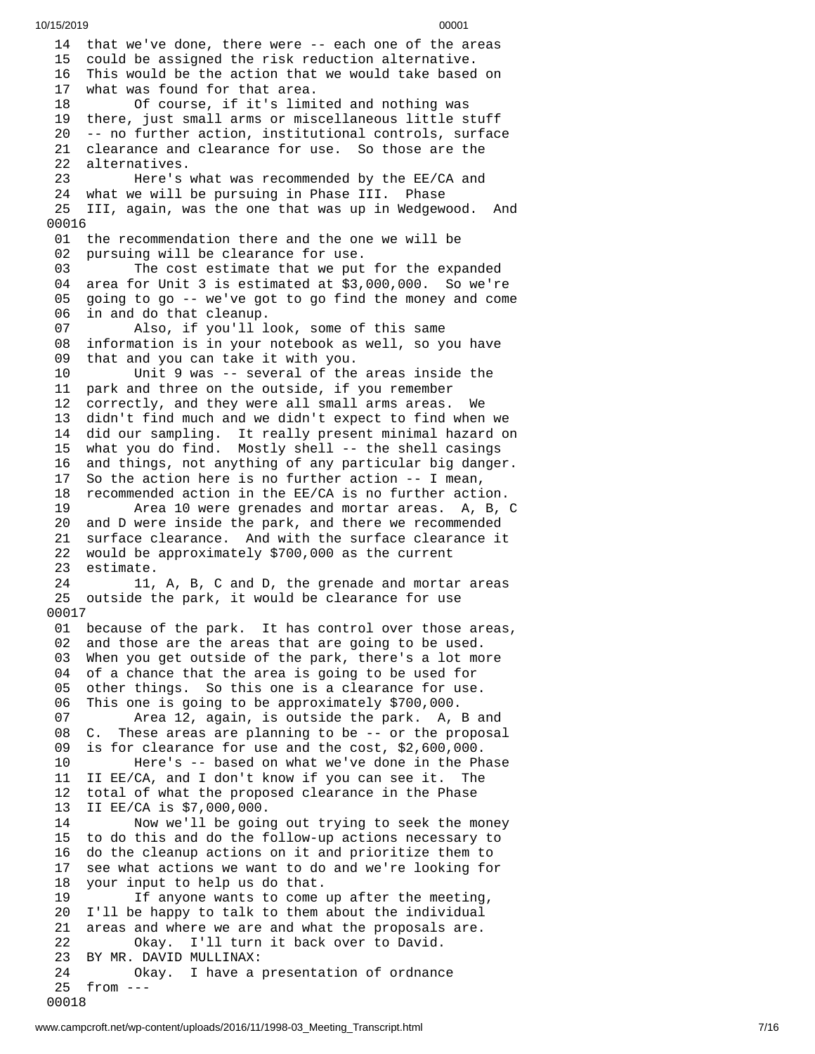```
14 that we've done, there were -- each one of the areas
15 could be assigned the risk reduction alternative.
16 This would be the action that we would take based on
17 what was found for that area.
18       Of course, if it's limited and nothing was
19 there, just small arms or miscellaneous little stuff
20 -- no further action, institutional controls, surface
21 clearance and clearance for use.  So those are the
22 alternatives.
23       Here's what was recommended by the EE/CA and
24 what we will be pursuing in Phase III.  Phase
25 III, again, was the one that was up in Wedgewood.  And
00016
01 the recommendation there and the one we will be
02 pursuing will be clearance for use.
03       The cost estimate that we put for the expanded
04 area for Unit 3 is estimated at $3,000,000.  So we're
05 going to go -- we've got to go find the money and come
06 in and do that cleanup.
07       Also, if you'll look, some of this same
08 information is in your notebook as well, so you have
09 that and you can take it with you.
10       Unit 9 was -- several of the areas inside the
11 park and three on the outside, if you remember
12 correctly, and they were all small arms areas.  We
13 didn't find much and we didn't expect to find when we
14 did our sampling.  It really present minimal hazard on
15 what you do find.  Mostly shell -- the shell casings
16 and things, not anything of any particular big danger.
17 So the action here is no further action -- I mean,
18 recommended action in the EE/CA is no further action.
19       Area 10 were grenades and mortar areas.  A, B, C
20 and D were inside the park, and there we recommended
21 surface clearance.  And with the surface clearance it
22 would be approximately $700,000 as the current
23 estimate.
24       11, A, B, C and D, the grenade and mortar areas
25 outside the park, it would be clearance for use
00017
01 because of the park.  It has control over those areas,
02 and those are the areas that are going to be used.
03 When you get outside of the park, there's a lot more
04 of a chance that the area is going to be used for
05 other things.  So this one is a clearance for use.
06 This one is going to be approximately $700,000.
07       Area 12, again, is outside the park.  A, B and
08 C.  These areas are planning to be -- or the proposal
09 is for clearance for use and the cost, $2,600,000.
10       Here's -- based on what we've done in the Phase
11 II EE/CA, and I don't know if you can see it.  The
12 total of what the proposed clearance in the Phase
13 II EE/CA is $7,000,000.
14       Now we'll be going out trying to seek the money
15 to do this and do the follow-up actions necessary to
16 do the cleanup actions on it and prioritize them to
17 see what actions we want to do and we're looking for
18 your input to help us do that.
19       If anyone wants to come up after the meeting,
20 I'll be happy to talk to them about the individual
21 areas and where we are and what the proposals are.
22       Okay.  I'll turn it back over to David.
23 BY MR. DAVID MULLINAX:
24       Okay.  I have a presentation of ordnance
25 from ---
00018
```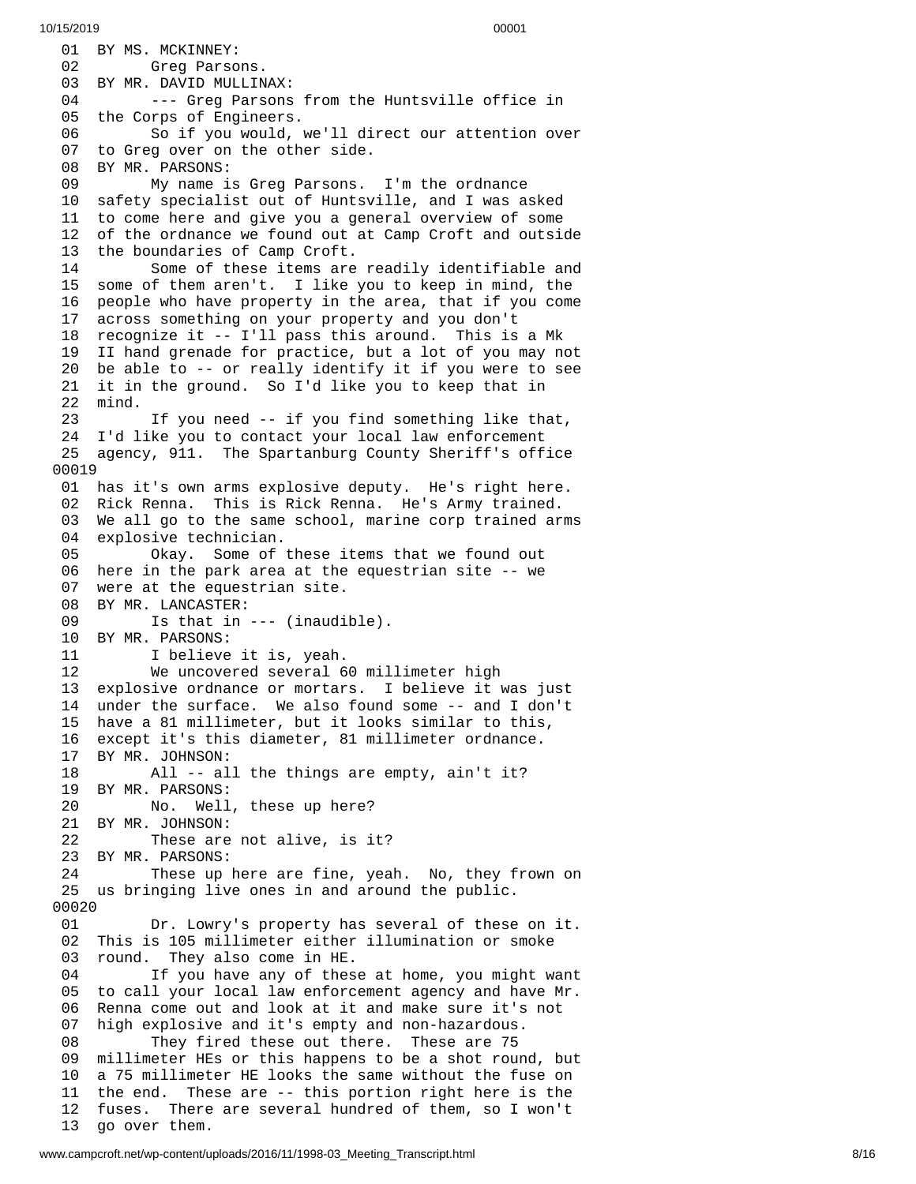```
 01  BY MS. MCKINNEY:
 02        Greg Parsons.
 03  BY MR. DAVID MULLINAX:
 04        --- Greg Parsons from the Huntsville office in
 05  the Corps of Engineers.
 06        So if you would, we'll direct our attention over
 07  to Greg over on the other side.
 08  BY MR. PARSONS:
 09        My name is Greg Parsons.  I'm the ordnance
 10  safety specialist out of Huntsville, and I was asked
 11  to come here and give you a general overview of some
 12  of the ordnance we found out at Camp Croft and outside
 13  the boundaries of Camp Croft.
 14        Some of these items are readily identifiable and
 15  some of them aren't.  I like you to keep in mind, the
 16  people who have property in the area, that if you come
 17  across something on your property and you don't
 18  recognize it -- I'll pass this around.  This is a Mk
 19  II hand grenade for practice, but a lot of you may not
 20  be able to -- or really identify it if you were to see
 21  it in the ground.  So I'd like you to keep that in
 22  mind.
 23        If you need -- if you find something like that,
 24  I'd like you to contact your local law enforcement
 25  agency, 911.  The Spartanburg County Sheriff's office
00019
 01  has it's own arms explosive deputy.  He's right here.
 02  Rick Renna.  This is Rick Renna.  He's Army trained.
 03  We all go to the same school, marine corp trained arms
 04  explosive technician.
 05        Okay.  Some of these items that we found out
 06  here in the park area at the equestrian site -- we
 07  were at the equestrian site.
 08  BY MR. LANCASTER:
 09        Is that in --- (inaudible).
 10  BY MR. PARSONS:
 11        I believe it is, yeah.
 12        We uncovered several 60 millimeter high
 13  explosive ordnance or mortars.  I believe it was just
 14  under the surface.  We also found some -- and I don't
 15  have a 81 millimeter, but it looks similar to this,
 16  except it's this diameter, 81 millimeter ordnance.
 17  BY MR. JOHNSON:
 18        All -- all the things are empty, ain't it?
 19  BY MR. PARSONS:
 20        No.  Well, these up here?
 21  BY MR. JOHNSON:
 22        These are not alive, is it?
 23  BY MR. PARSONS:
 24        These up here are fine, yeah.  No, they frown on
 25  us bringing live ones in and around the public.
00020
 01        Dr. Lowry's property has several of these on it.
 02  This is 105 millimeter either illumination or smoke
 03  round.  They also come in HE.
 04        If you have any of these at home, you might want
 05  to call your local law enforcement agency and have Mr.
 06  Renna come out and look at it and make sure it's not
 07  high explosive and it's empty and non-hazardous.
 08        They fired these out there.  These are 75
 09  millimeter HEs or this happens to be a shot round, but
 10  a 75 millimeter HE looks the same without the fuse on
 11  the end.  These are -- this portion right here is the
 12  fuses.  There are several hundred of them, so I won't
 13  go over them.
```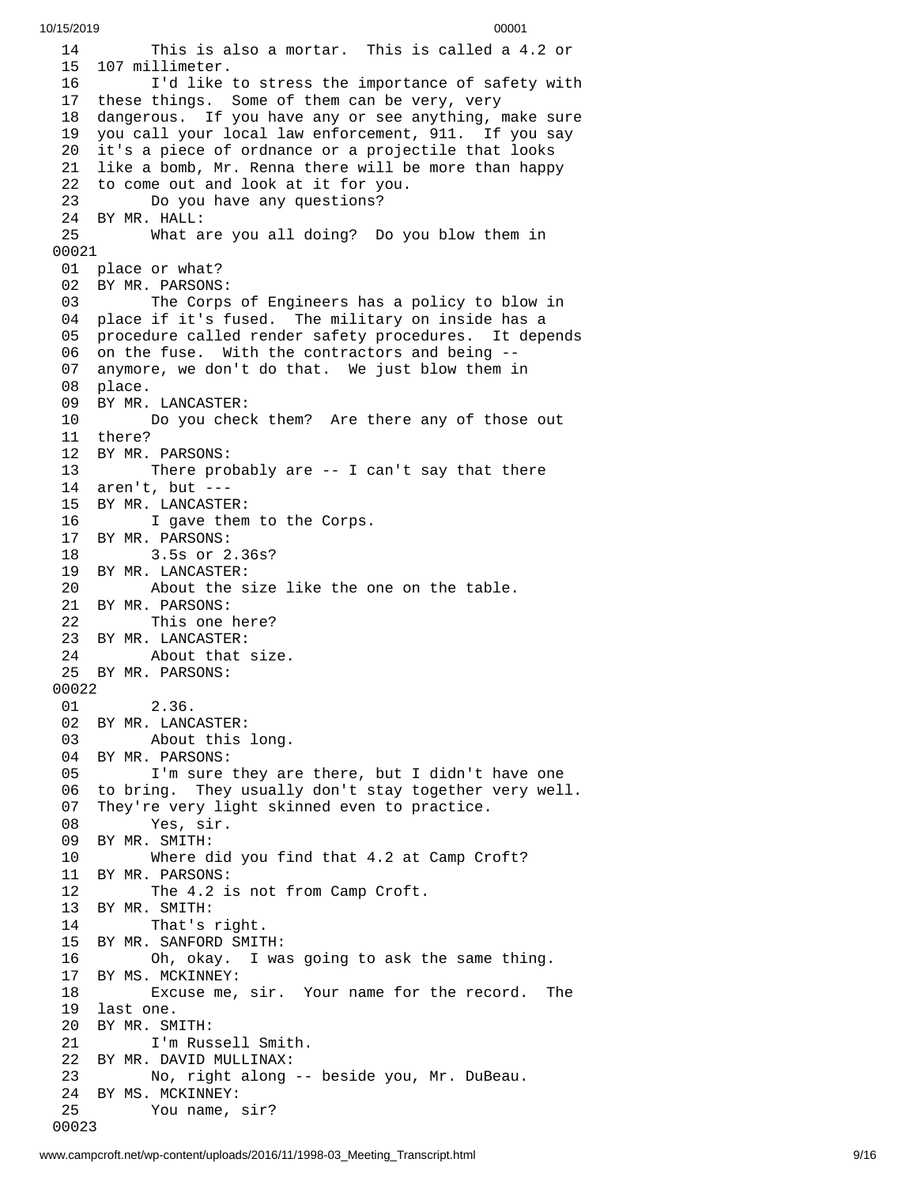14 This is also a mortar. This is called a 4.2 or
15 107 millimeter.
16 I'd like to stress the importance of safety with
17 these things. Some of them can be very, very
18 dangerous. If you have any or see anything, make sure
19 you call your local law enforcement, 911. If you say
20 it's a piece of ordnance or a projectile that looks
21 like a bomb, Mr. Renna there will be more than happy
22 to come out and look at it for you.
23 Do you have any questions?
24 BY MR. HALL:
25 What are you all doing? Do you blow them in
00021
01 place or what?
02 BY MR. PARSONS:
03 The Corps of Engineers has a policy to blow in
04 place if it's fused. The military on inside has a
05 procedure called render safety procedures. It depends
06 on the fuse. With the contractors and being --
07 anymore, we don't do that. We just blow them in
08 place.
09 BY MR. LANCASTER:
10 Do you check them? Are there any of those out
11 there?
12 BY MR. PARSONS:
13 There probably are -- I can't say that there
14 aren't, but ---
15 BY MR. LANCASTER:
16 I gave them to the Corps.
17 BY MR. PARSONS:
18 3.5s or 2.36s?
19 BY MR. LANCASTER:
20 About the size like the one on the table.
21 BY MR. PARSONS:
22 This one here?
23 BY MR. LANCASTER:
24 About that size.
25 BY MR. PARSONS:
00022
01 2.36.
02 BY MR. LANCASTER:
03 About this long.
04 BY MR. PARSONS:
05 I'm sure they are there, but I didn't have one
06 to bring. They usually don't stay together very well.
07 They're very light skinned even to practice.
08 Yes, sir.
09 BY MR. SMITH:
10 Where did you find that 4.2 at Camp Croft?
11 BY MR. PARSONS:
12 The 4.2 is not from Camp Croft.
13 BY MR. SMITH:
14 That's right.
15 BY MR. SANFORD SMITH:
16 Oh, okay. I was going to ask the same thing.
17 BY MS. MCKINNEY:
18 Excuse me, sir. Your name for the record. The
19 last one.
20 BY MR. SMITH:
21 I'm Russell Smith.
22 BY MR. DAVID MULLINAX:
23 No, right along -- beside you, Mr. DuBeau.
24 BY MS. MCKINNEY:
25 You name, sir?
00023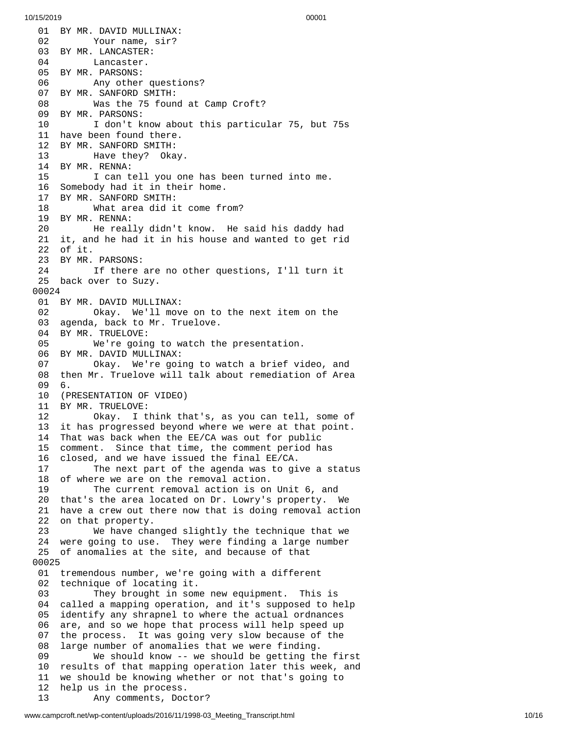```
 01  BY MR. DAVID MULLINAX:
 02        Your name, sir?
 03  BY MR. LANCASTER:
 04        Lancaster.
 05  BY MR. PARSONS:
 06        Any other questions?
 07  BY MR. SANFORD SMITH:
 08        Was the 75 found at Camp Croft?
 09  BY MR. PARSONS:
 10        I don't know about this particular 75, but 75s
 11  have been found there.
 12  BY MR. SANFORD SMITH:
 13        Have they?  Okay.
 14  BY MR. RENNA:
 15        I can tell you one has been turned into me.
 16  Somebody had it in their home.
 17  BY MR. SANFORD SMITH:
 18        What area did it come from?
 19  BY MR. RENNA:
 20        He really didn't know.  He said his daddy had
 21  it, and he had it in his house and wanted to get rid
 22  of it.
 23  BY MR. PARSONS:
 24        If there are no other questions, I'll turn it
 25  back over to Suzy.
00024
 01  BY MR. DAVID MULLINAX:
 02        Okay.  We'll move on to the next item on the
 03  agenda, back to Mr. Truelove.
 04  BY MR. TRUELOVE:
 05        We're going to watch the presentation.
 06  BY MR. DAVID MULLINAX:
 07        Okay.  We're going to watch a brief video, and
 08  then Mr. Truelove will talk about remediation of Area
 09  6.
 10  (PRESENTATION OF VIDEO)
 11  BY MR. TRUELOVE:
 12        Okay.  I think that's, as you can tell, some of
 13  it has progressed beyond where we were at that point.
 14  That was back when the EE/CA was out for public
 15  comment.  Since that time, the comment period has
 16  closed, and we have issued the final EE/CA.
 17        The next part of the agenda was to give a status
 18  of where we are on the removal action.
 19        The current removal action is on Unit 6, and
 20  that's the area located on Dr. Lowry's property.  We
 21  have a crew out there now that is doing removal action
 22  on that property.
 23        We have changed slightly the technique that we
 24  were going to use.  They were finding a large number
 25  of anomalies at the site, and because of that
00025
 01  tremendous number, we're going with a different
 02  technique of locating it.
 03        They brought in some new equipment.  This is
 04  called a mapping operation, and it's supposed to help
 05  identify any shrapnel to where the actual ordnances
 06  are, and so we hope that process will help speed up
 07  the process.  It was going very slow because of the
 08  large number of anomalies that we were finding.
 09        We should know -- we should be getting the first
 10  results of that mapping operation later this week, and
 11  we should be knowing whether or not that's going to
 12  help us in the process.
 13        Any comments, Doctor?
```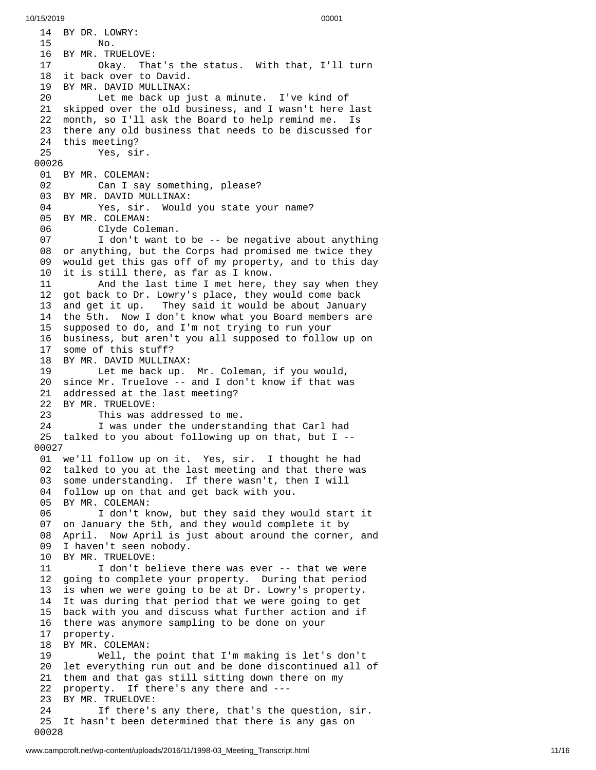```
 14  BY DR. LOWRY:
 15        No.
 16  BY MR. TRUELOVE:
 17        Okay.  That's the status.  With that, I'll turn
 18  it back over to David.
 19  BY MR. DAVID MULLINAX:
 20        Let me back up just a minute.  I've kind of
 21  skipped over the old business, and I wasn't here last
 22  month, so I'll ask the Board to help remind me.  Is
 23  there any old business that needs to be discussed for
 24  this meeting?
 25        Yes, sir.
00026
 01  BY MR. COLEMAN:
 02        Can I say something, please?
 03  BY MR. DAVID MULLINAX:
 04        Yes, sir.  Would you state your name?
 05  BY MR. COLEMAN:
 06        Clyde Coleman.
 07        I don't want to be -- be negative about anything
 08  or anything, but the Corps had promised me twice they
 09  would get this gas off of my property, and to this day
 10  it is still there, as far as I know.
 11        And the last time I met here, they say when they
 12  got back to Dr. Lowry's place, they would come back
 13  and get it up.   They said it would be about January
 14  the 5th.  Now I don't know what you Board members are
 15  supposed to do, and I'm not trying to run your
 16  business, but aren't you all supposed to follow up on
 17  some of this stuff?
 18  BY MR. DAVID MULLINAX:
 19        Let me back up.  Mr. Coleman, if you would,
 20  since Mr. Truelove -- and I don't know if that was
 21  addressed at the last meeting?
 22  BY MR. TRUELOVE:
 23        This was addressed to me.
 24        I was under the understanding that Carl had
 25  talked to you about following up on that, but I --
00027
 01  we'll follow up on it.  Yes, sir.  I thought he had
 02  talked to you at the last meeting and that there was
 03  some understanding.  If there wasn't, then I will
 04  follow up on that and get back with you.
 05  BY MR. COLEMAN:
 06        I don't know, but they said they would start it
 07  on January the 5th, and they would complete it by
 08  April.  Now April is just about around the corner, and
 09  I haven't seen nobody.
 10  BY MR. TRUELOVE:
 11        I don't believe there was ever -- that we were
 12  going to complete your property.  During that period
 13  is when we were going to be at Dr. Lowry's property.
 14  It was during that period that we were going to get
 15  back with you and discuss what further action and if
 16  there was anymore sampling to be done on your
 17  property.
 18  BY MR. COLEMAN:
 19        Well, the point that I'm making is let's don't
 20  let everything run out and be done discontinued all of
 21  them and that gas still sitting down there on my
 22  property.  If there's any there and ---
 23  BY MR. TRUELOVE:
 24        If there's any there, that's the question, sir.
 25  It hasn't been determined that there is any gas on
00028
```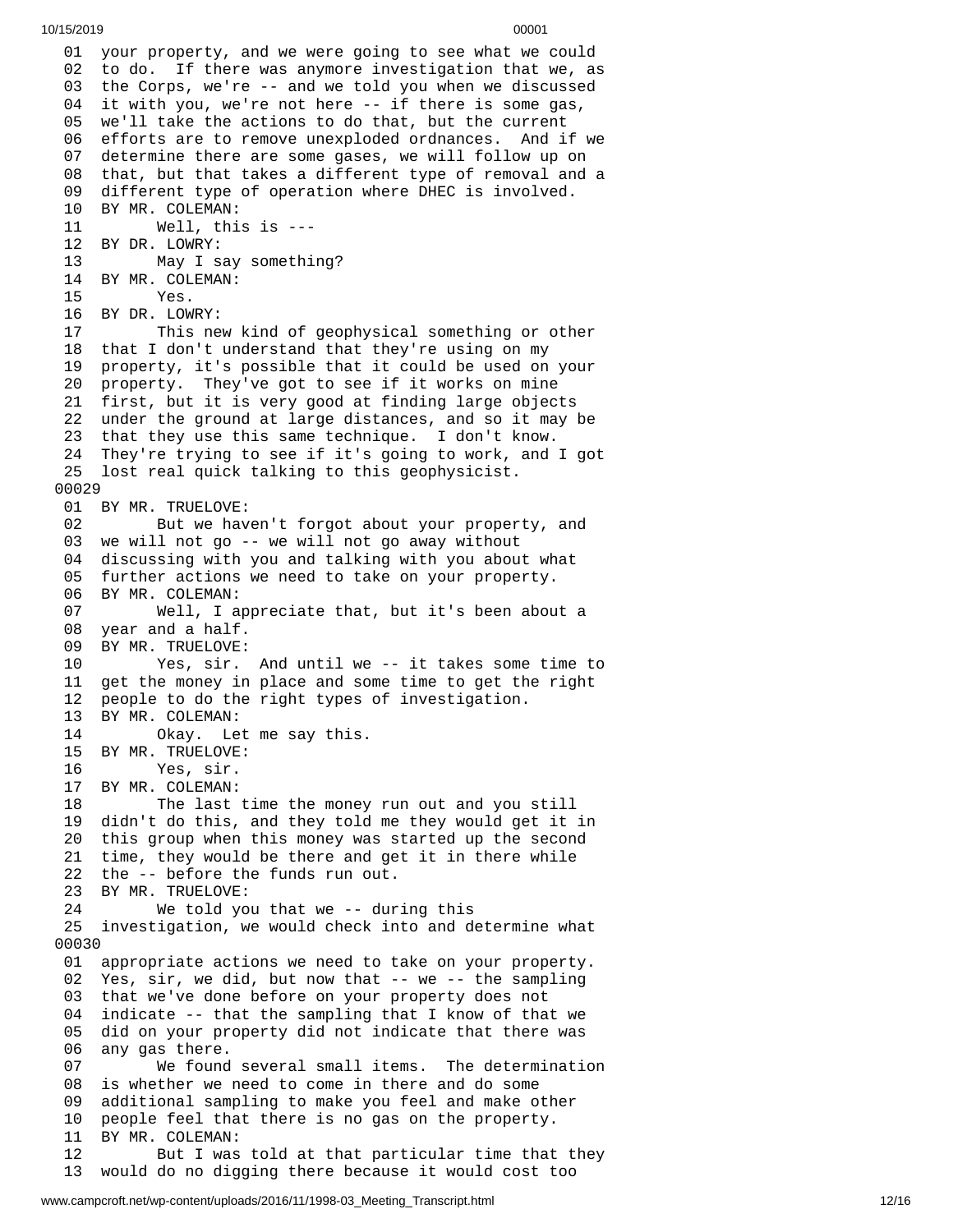```
 01  your property, and we were going to see what we could
 02  to do.  If there was anymore investigation that we, as
 03  the Corps, we're -- and we told you when we discussed
 04  it with you, we're not here -- if there is some gas,
 05  we'll take the actions to do that, but the current
 06  efforts are to remove unexploded ordnances.  And if we
 07  determine there are some gases, we will follow up on
 08  that, but that takes a different type of removal and a
 09  different type of operation where DHEC is involved.
 10  BY MR. COLEMAN:
 11        Well, this is ---
 12  BY DR. LOWRY:
 13        May I say something?
 14  BY MR. COLEMAN:
 15        Yes.
 16  BY DR. LOWRY:
 17        This new kind of geophysical something or other
 18  that I don't understand that they're using on my
 19  property, it's possible that it could be used on your
 20  property.  They've got to see if it works on mine
 21  first, but it is very good at finding large objects
 22  under the ground at large distances, and so it may be
 23  that they use this same technique.  I don't know.
 24  They're trying to see if it's going to work, and I got
 25  lost real quick talking to this geophysicist.
00029
 01  BY MR. TRUELOVE:
 02        But we haven't forgot about your property, and
 03  we will not go -- we will not go away without
 04  discussing with you and talking with you about what
 05  further actions we need to take on your property.
 06  BY MR. COLEMAN:
 07        Well, I appreciate that, but it's been about a
 08  year and a half.
 09  BY MR. TRUELOVE:
 10        Yes, sir.  And until we -- it takes some time to
 11  get the money in place and some time to get the right
 12  people to do the right types of investigation.
 13  BY MR. COLEMAN:
 14        Okay.  Let me say this.
 15  BY MR. TRUELOVE:
 16        Yes, sir.
 17  BY MR. COLEMAN:
 18        The last time the money run out and you still
 19  didn't do this, and they told me they would get it in
 20  this group when this money was started up the second
 21  time, they would be there and get it in there while
 22  the -- before the funds run out.
 23  BY MR. TRUELOVE:
 24        We told you that we -- during this
 25  investigation, we would check into and determine what
00030
 01  appropriate actions we need to take on your property.
 02  Yes, sir, we did, but now that -- we -- the sampling
 03  that we've done before on your property does not
 04  indicate -- that the sampling that I know of that we
 05  did on your property did not indicate that there was
 06  any gas there.
 07        We found several small items.  The determination
 08  is whether we need to come in there and do some
 09  additional sampling to make you feel and make other
 10  people feel that there is no gas on the property.
 11  BY MR. COLEMAN:
 12        But I was told at that particular time that they
 13  would do no digging there because it would cost too
```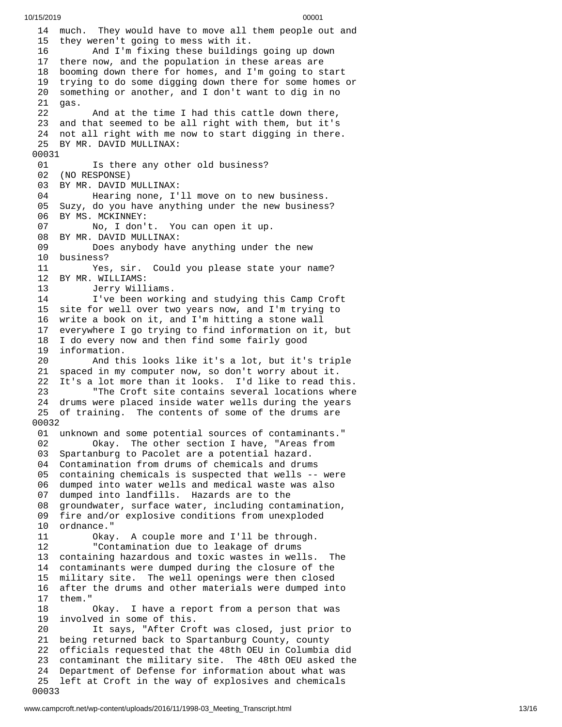```
 14  much.  They would have to move all them people out and
 15  they weren't going to mess with it.
 16        And I'm fixing these buildings going up down
 17  there now, and the population in these areas are
 18  booming down there for homes, and I'm going to start
 19  trying to do some digging down there for some homes or
 20  something or another, and I don't want to dig in no
 21  gas.
 22        And at the time I had this cattle down there,
 23  and that seemed to be all right with them, but it's
 24  not all right with me now to start digging in there.
 25  BY MR. DAVID MULLINAX:
00031
 01        Is there any other old business?
 02  (NO RESPONSE)
 03  BY MR. DAVID MULLINAX:
 04        Hearing none, I'll move on to new business.
 05  Suzy, do you have anything under the new business?
 06  BY MS. MCKINNEY:
 07        No, I don't.  You can open it up.
 08  BY MR. DAVID MULLINAX:
 09        Does anybody have anything under the new
 10  business?
 11        Yes, sir.  Could you please state your name?
 12  BY MR. WILLIAMS:
 13        Jerry Williams.
 14        I've been working and studying this Camp Croft
 15  site for well over two years now, and I'm trying to
 16  write a book on it, and I'm hitting a stone wall
 17  everywhere I go trying to find information on it, but
 18  I do every now and then find some fairly good
 19  information.
 20        And this looks like it's a lot, but it's triple
 21  spaced in my computer now, so don't worry about it.
 22  It's a lot more than it looks.  I'd like to read this.
 23        "The Croft site contains several locations where
 24  drums were placed inside water wells during the years
 25  of training.  The contents of some of the drums are
00032
 01  unknown and some potential sources of contaminants."
 02        Okay.  The other section I have, "Areas from
 03  Spartanburg to Pacolet are a potential hazard.
 04  Contamination from drums of chemicals and drums
 05  containing chemicals is suspected that wells -- were
 06  dumped into water wells and medical waste was also
 07  dumped into landfills.  Hazards are to the
 08  groundwater, surface water, including contamination,
 09  fire and/or explosive conditions from unexploded
 10  ordnance."
 11        Okay.  A couple more and I'll be through.
 12        "Contamination due to leakage of drums
 13  containing hazardous and toxic wastes in wells.  The
 14  contaminants were dumped during the closure of the
 15  military site.  The well openings were then closed
 16  after the drums and other materials were dumped into
 17  them."
 18        Okay.  I have a report from a person that was
 19  involved in some of this.
 20        It says, "After Croft was closed, just prior to
 21  being returned back to Spartanburg County, county
 22  officials requested that the 48th OEU in Columbia did
 23  contaminant the military site.  The 48th OEU asked the
 24  Department of Defense for information about what was
 25  left at Croft in the way of explosives and chemicals
00033
```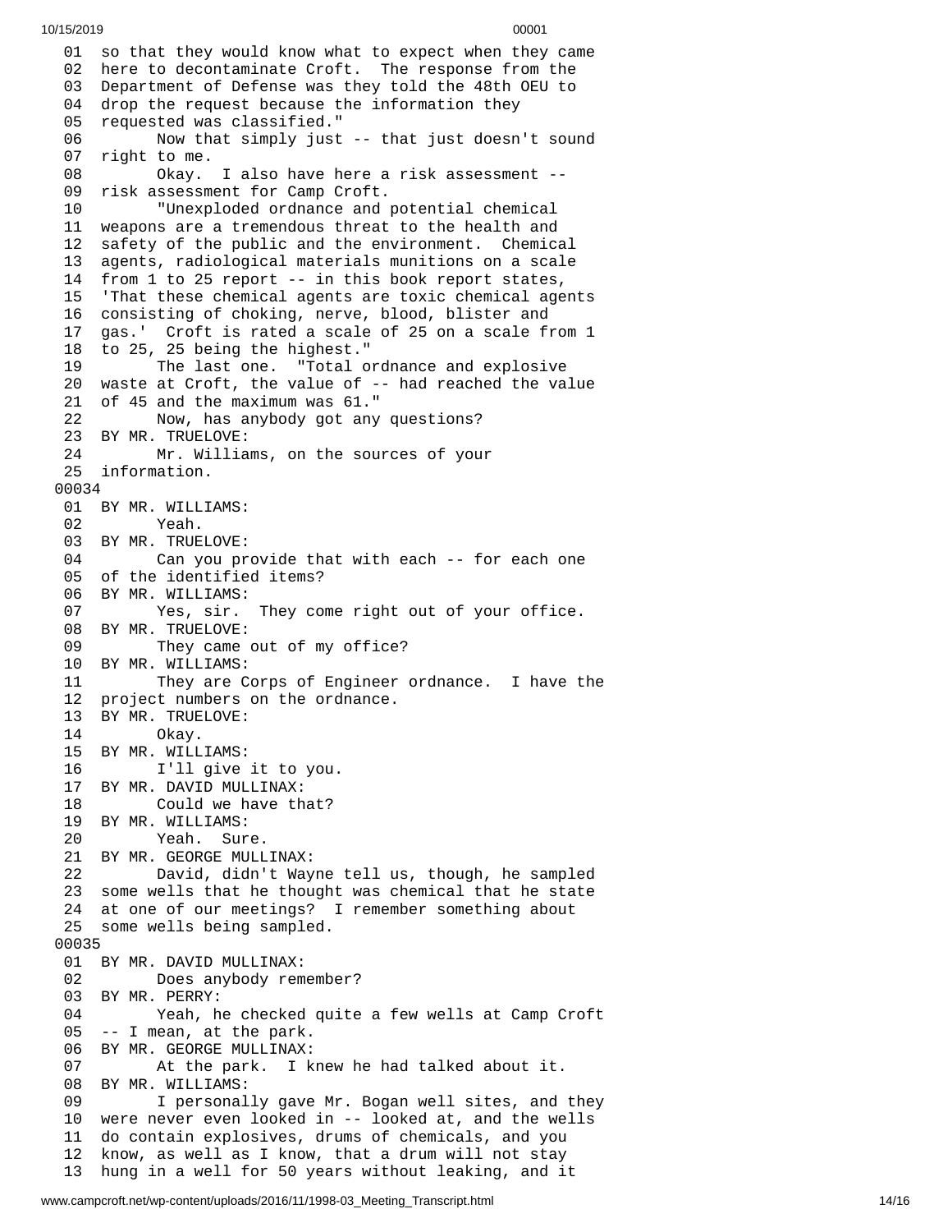01 so that they would know what to expect when they came
02 here to decontaminate Croft. The response from the
03 Department of Defense was they told the 48th OEU to
04 drop the request because the information they
05 requested was classified."
06 Now that simply just -- that just doesn't sound
07 right to me.
08 Okay. I also have here a risk assessment --
09 risk assessment for Camp Croft.
10 "Unexploded ordnance and potential chemical
11 weapons are a tremendous threat to the health and
12 safety of the public and the environment. Chemical
13 agents, radiological materials munitions on a scale
14 from 1 to 25 report -- in this book report states,
15 'That these chemical agents are toxic chemical agents
16 consisting of choking, nerve, blood, blister and
17 gas.' Croft is rated a scale of 25 on a scale from 1
18 to 25, 25 being the highest."
19 The last one. "Total ordnance and explosive
20 waste at Croft, the value of -- had reached the value
21 of 45 and the maximum was 61."
22 Now, has anybody got any questions?
23 BY MR. TRUELOVE:
24 Mr. Williams, on the sources of your
25 information.

00034

01 BY MR. WILLIAMS:
02 Yeah.
03 BY MR. TRUELOVE:
04 Can you provide that with each -- for each one
05 of the identified items?
06 BY MR. WILLIAMS:
07 Yes, sir. They come right out of your office.
08 BY MR. TRUELOVE:
09 They came out of my office?
10 BY MR. WILLIAMS:
11 They are Corps of Engineer ordnance. I have the
12 project numbers on the ordnance.
13 BY MR. TRUELOVE:
14 Okay.
15 BY MR. WILLIAMS:
16 I'll give it to you.
17 BY MR. DAVID MULLINAX:
18 Could we have that?
19 BY MR. WILLIAMS:
20 Yeah. Sure.
21 BY MR. GEORGE MULLINAX:
22 David, didn't Wayne tell us, though, he sampled
23 some wells that he thought was chemical that he state
24 at one of our meetings? I remember something about
25 some wells being sampled.

00035

01 BY MR. DAVID MULLINAX:
02 Does anybody remember?
03 BY MR. PERRY:
04 Yeah, he checked quite a few wells at Camp Croft
05 -- I mean, at the park.
06 BY MR. GEORGE MULLINAX:
07 At the park. I knew he had talked about it.
08 BY MR. WILLIAMS:
09 I personally gave Mr. Bogan well sites, and they
10 were never even looked in -- looked at, and the wells
11 do contain explosives, drums of chemicals, and you
12 know, as well as I know, that a drum will not stay
13 hung in a well for 50 years without leaking, and it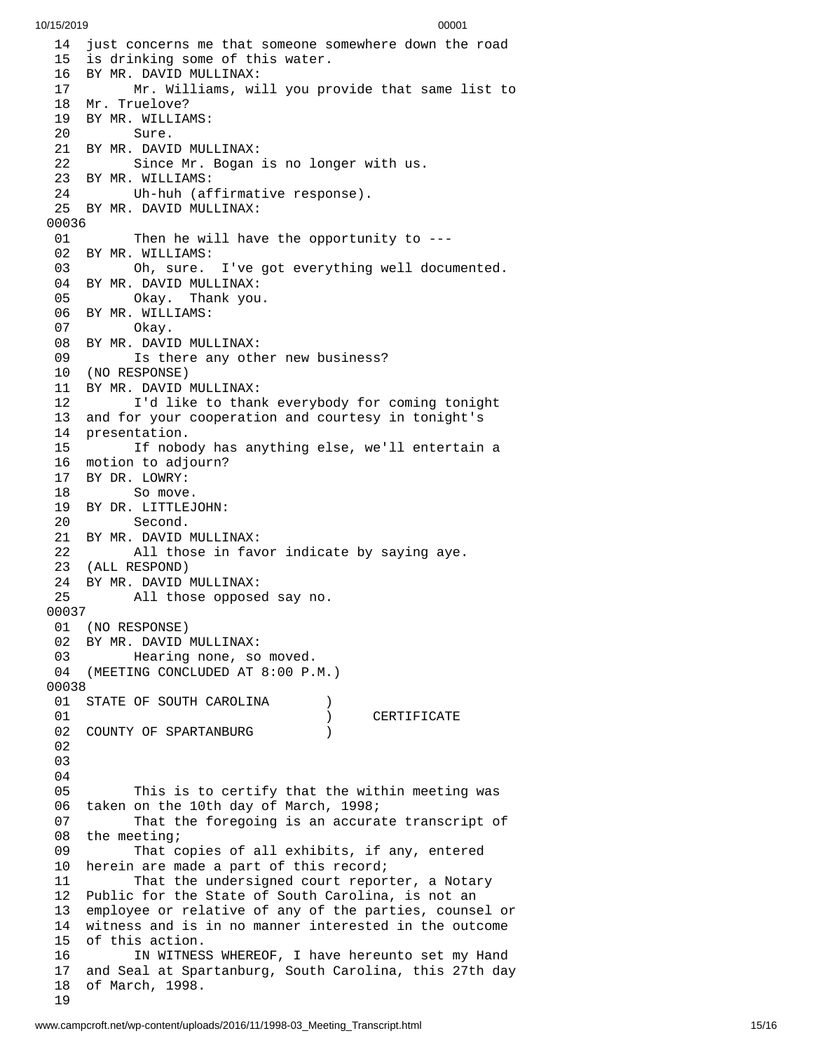```
 14  just concerns me that someone somewhere down the road
 15  is drinking some of this water.
 16  BY MR. DAVID MULLINAX:
 17        Mr. Williams, will you provide that same list to
 18  Mr. Truelove?
 19  BY MR. WILLIAMS:
 20        Sure.
 21  BY MR. DAVID MULLINAX:
 22        Since Mr. Bogan is no longer with us.
 23  BY MR. WILLIAMS:
 24        Uh-huh (affirmative response).
 25  BY MR. DAVID MULLINAX:
00036
 01        Then he will have the opportunity to ---
 02  BY MR. WILLIAMS:
 03        Oh, sure.  I've got everything well documented.
 04  BY MR. DAVID MULLINAX:
 05        Okay.  Thank you.
 06  BY MR. WILLIAMS:
 07        Okay.
 08  BY MR. DAVID MULLINAX:
 09        Is there any other new business?
 10  (NO RESPONSE)
 11  BY MR. DAVID MULLINAX:
 12        I'd like to thank everybody for coming tonight
 13  and for your cooperation and courtesy in tonight's
 14  presentation.
 15        If nobody has anything else, we'll entertain a
 16  motion to adjourn?
 17  BY DR. LOWRY:
 18        So move.
 19  BY DR. LITTLEJOHN:
 20        Second.
 21  BY MR. DAVID MULLINAX:
 22        All those in favor indicate by saying aye.
 23  (ALL RESPOND)
 24  BY MR. DAVID MULLINAX:
 25        All those opposed say no.
00037
 01  (NO RESPONSE)
 02  BY MR. DAVID MULLINAX:
 03        Hearing none, so moved.
 04  (MEETING CONCLUDED AT 8:00 P.M.)
00038
 01  STATE OF SOUTH CAROLINA       )
 01                                )     CERTIFICATE
 02  COUNTY OF SPARTANBURG         )
 02
 03
 04
 05        This is to certify that the within meeting was
 06  taken on the 10th day of March, 1998;
 07        That the foregoing is an accurate transcript of
 08  the meeting;
 09        That copies of all exhibits, if any, entered
 10  herein are made a part of this record;
 11        That the undersigned court reporter, a Notary
 12  Public for the State of South Carolina, is not an
 13  employee or relative of any of the parties, counsel or
 14  witness and is in no manner interested in the outcome
 15  of this action.
 16        IN WITNESS WHEREOF, I have hereunto set my Hand
 17  and Seal at Spartanburg, South Carolina, this 27th day
 18  of March, 1998.
 19
```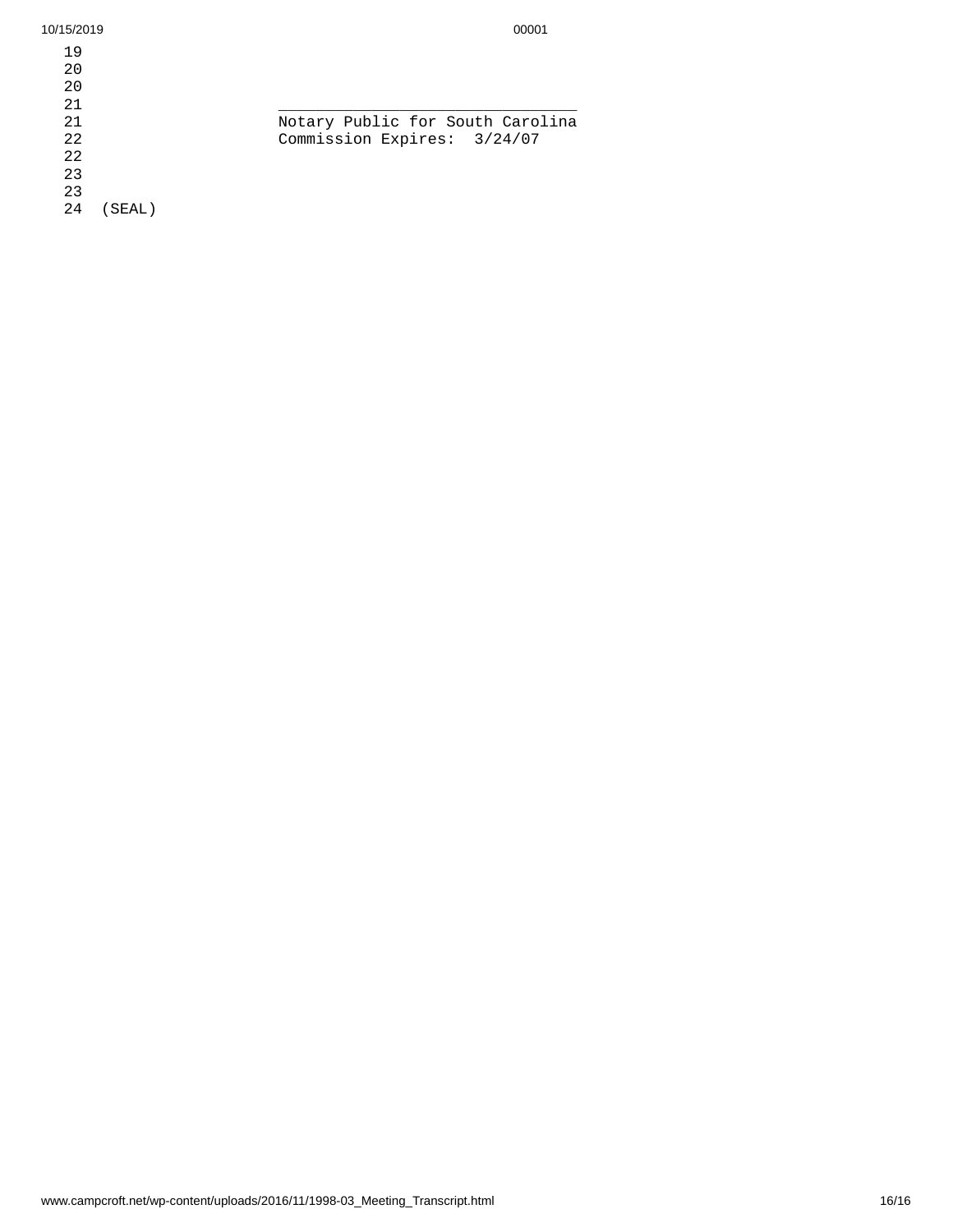```
19
20
20
21                          ________________________________
21                          Notary Public for South Carolina
22                          Commission Expires:  3/24/07
22
23
23
24  (SEAL)
```